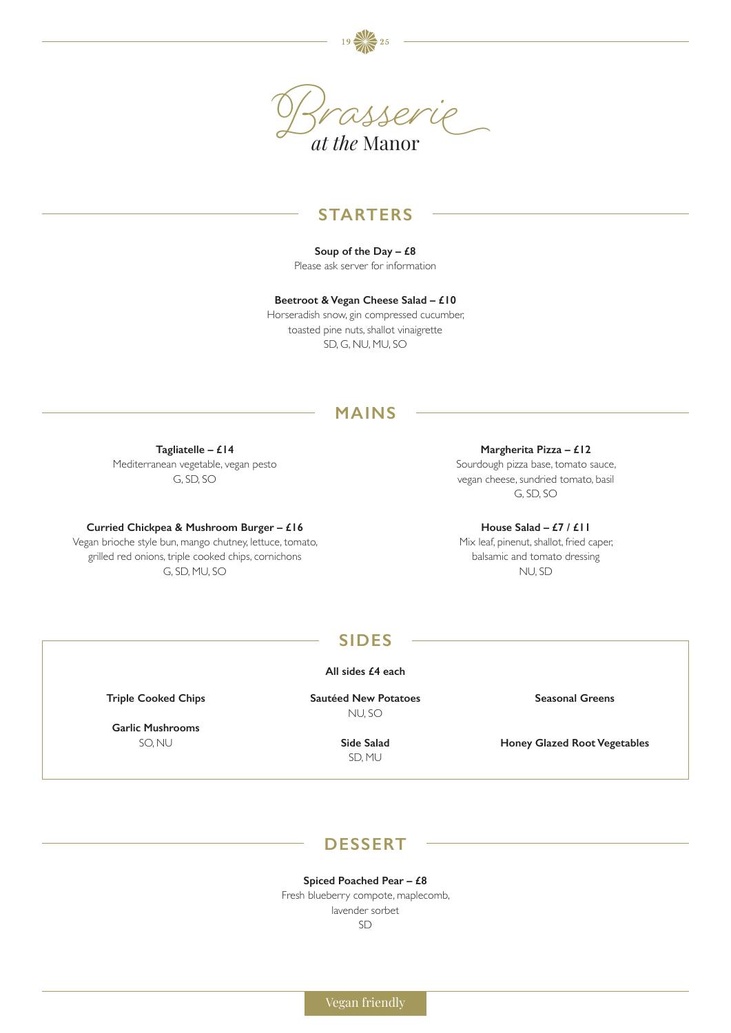1925

# Brasserie
*at the* Manor

## STARTERS

**Soup of the Day – £8**
Please ask server for information

**Beetroot & Vegan Cheese Salad – £10**
Horseradish snow, gin compressed cucumber, toasted pine nuts, shallot vinaigrette
SD, G, NU, MU, SO

## MAINS

**Tagliatelle – £14**
Mediterranean vegetable, vegan pesto
G, SD, SO

**Curried Chickpea & Mushroom Burger – £16**
Vegan brioche style bun, mango chutney, lettuce, tomato, grilled red onions, triple cooked chips, cornichons
G, SD, MU, SO

**Margherita Pizza – £12**
Sourdough pizza base, tomato sauce, vegan cheese, sundried tomato, basil
G, SD, SO

**House Salad – £7 / £11**
Mix leaf, pinenut, shallot, fried caper, balsamic and tomato dressing
NU, SD

## SIDES

**All sides £4 each**

**Triple Cooked Chips**

**Garlic Mushrooms**
SO, NU

**Sautéed New Potatoes**
NU, SO

**Side Salad**
SD, MU

**Seasonal Greens**

**Honey Glazed Root Vegetables**

## DESSERT

**Spiced Poached Pear – £8**
Fresh blueberry compote, maplecomb, lavender sorbet
SD

Vegan friendly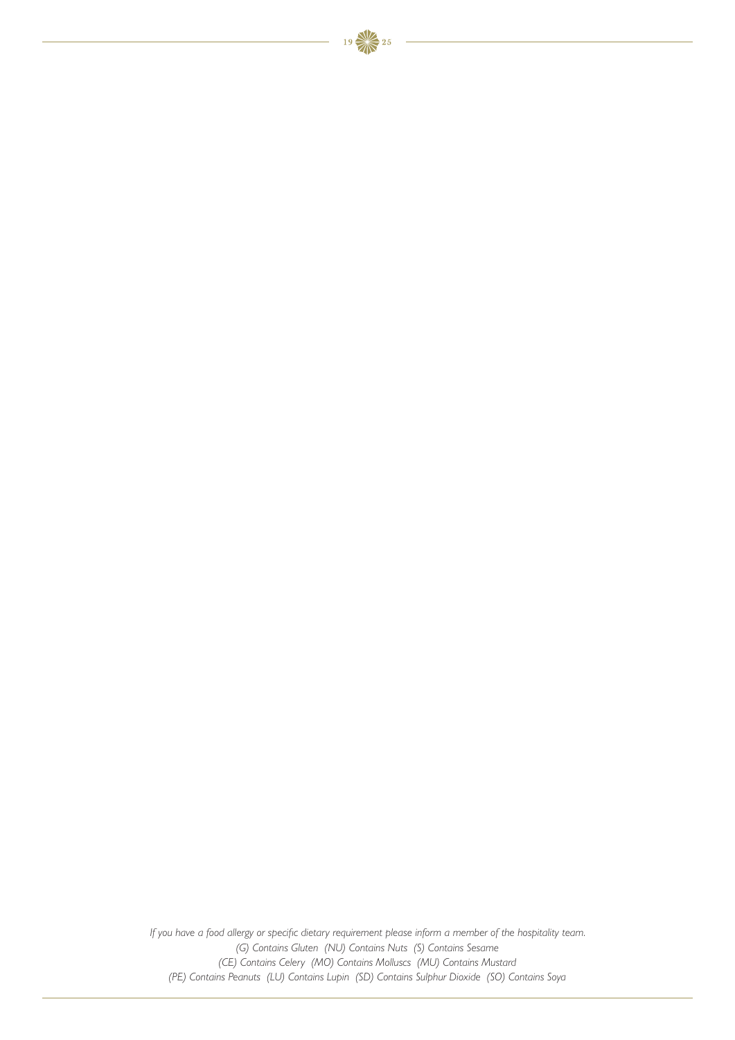*If you have a food allergy or specific dietary requirement please inform a member of the hospitality team.*
*(G) Contains Gluten (NU) Contains Nuts (S) Contains Sesame*
*(CE) Contains Celery (MO) Contains Molluscs (MU) Contains Mustard*
*(PE) Contains Peanuts (LU) Contains Lupin (SD) Contains Sulphur Dioxide (SO) Contains Soya*